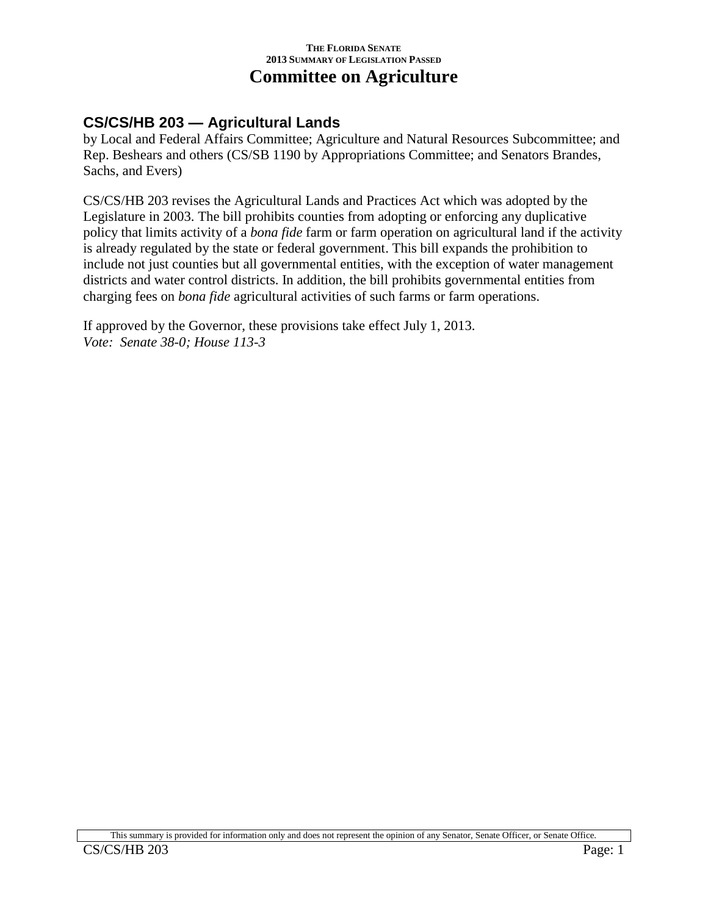THE FLORIDA SENATE
2013 SUMMARY OF LEGISLATION PASSED

# Committee on Agriculture

## CS/CS/HB 203 — Agricultural Lands

by Local and Federal Affairs Committee; Agriculture and Natural Resources Subcommittee; and Rep. Beshears and others (CS/SB 1190 by Appropriations Committee; and Senators Brandes, Sachs, and Evers)

CS/CS/HB 203 revises the Agricultural Lands and Practices Act which was adopted by the Legislature in 2003. The bill prohibits counties from adopting or enforcing any duplicative policy that limits activity of a *bona fide* farm or farm operation on agricultural land if the activity is already regulated by the state or federal government. This bill expands the prohibition to include not just counties but all governmental entities, with the exception of water management districts and water control districts. In addition, the bill prohibits governmental entities from charging fees on *bona fide* agricultural activities of such farms or farm operations.

If approved by the Governor, these provisions take effect July 1, 2013.
*Vote: Senate 38-0; House 113-3*

This summary is provided for information only and does not represent the opinion of any Senator, Senate Officer, or Senate Office.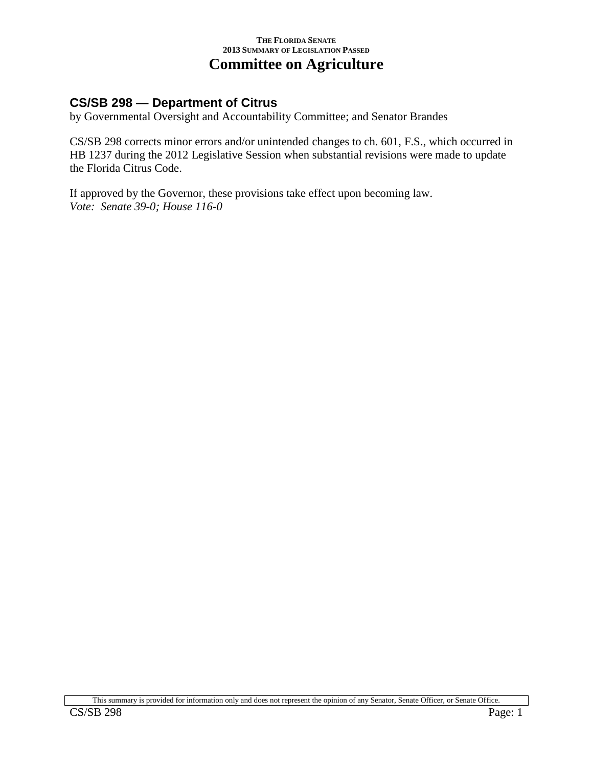## CS/SB 298 — Department of Citrus

by Governmental Oversight and Accountability Committee; and Senator Brandes

CS/SB 298 corrects minor errors and/or unintended changes to ch. 601, F.S., which occurred in HB 1237 during the 2012 Legislative Session when substantial revisions were made to update the Florida Citrus Code.

If approved by the Governor, these provisions take effect upon becoming law.
*Vote: Senate 39-0; House 116-0*

This summary is provided for information only and does not represent the opinion of any Senator, Senate Officer, or Senate Office.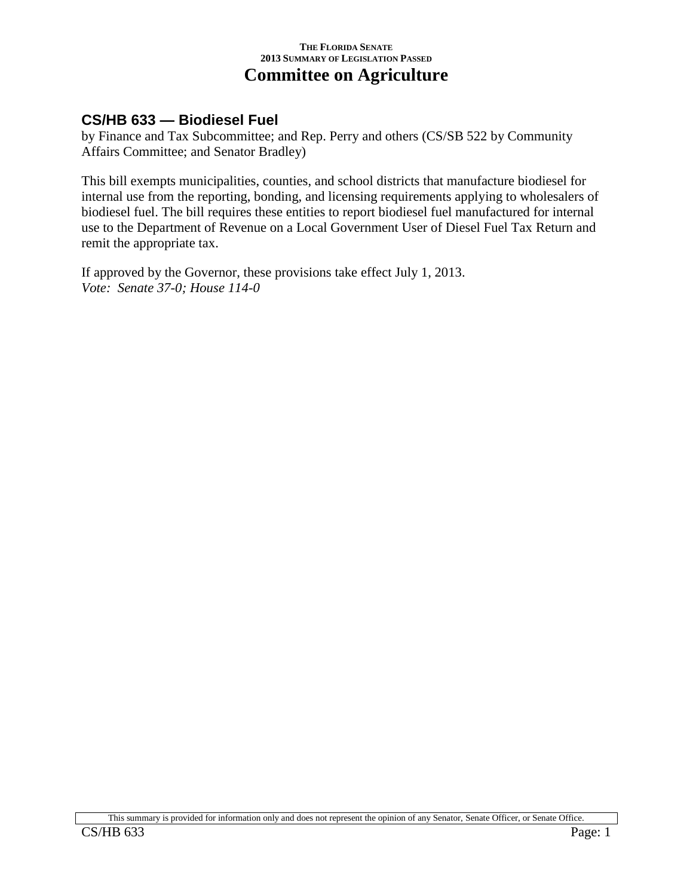# Committee on Agriculture

## CS/HB 633 — Biodiesel Fuel

by Finance and Tax Subcommittee; and Rep. Perry and others (CS/SB 522 by Community Affairs Committee; and Senator Bradley)

This bill exempts municipalities, counties, and school districts that manufacture biodiesel for internal use from the reporting, bonding, and licensing requirements applying to wholesalers of biodiesel fuel. The bill requires these entities to report biodiesel fuel manufactured for internal use to the Department of Revenue on a Local Government User of Diesel Fuel Tax Return and remit the appropriate tax.

If approved by the Governor, these provisions take effect July 1, 2013.
*Vote: Senate 37-0; House 114-0*

This summary is provided for information only and does not represent the opinion of any Senator, Senate Officer, or Senate Office.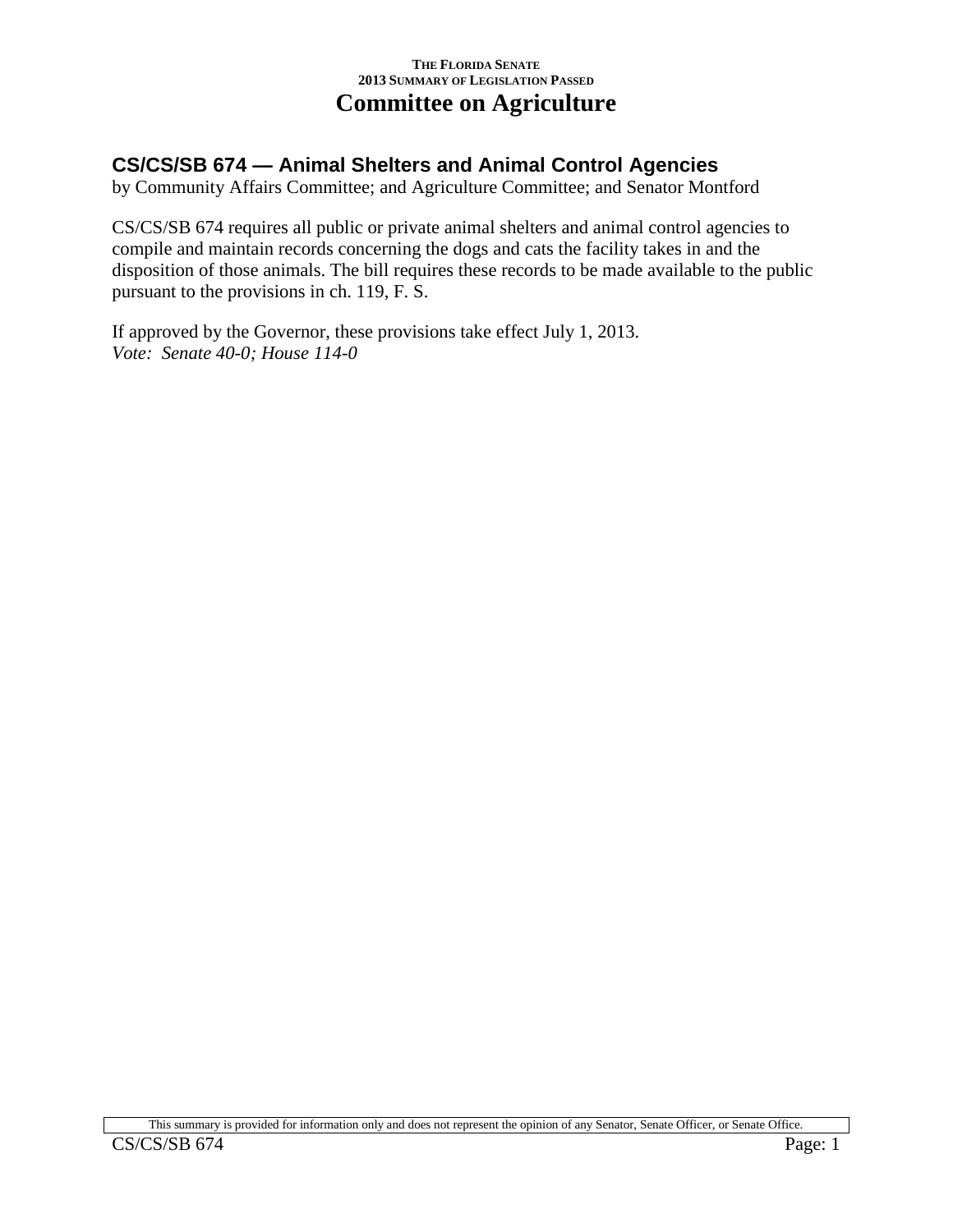# Committee on Agriculture

## CS/CS/SB 674 — Animal Shelters and Animal Control Agencies

by Community Affairs Committee; and Agriculture Committee; and Senator Montford

CS/CS/SB 674 requires all public or private animal shelters and animal control agencies to compile and maintain records concerning the dogs and cats the facility takes in and the disposition of those animals. The bill requires these records to be made available to the public pursuant to the provisions in ch. 119, F. S.

If approved by the Governor, these provisions take effect July 1, 2013.
*Vote: Senate 40-0; House 114-0*

This summary is provided for information only and does not represent the opinion of any Senator, Senate Officer, or Senate Office.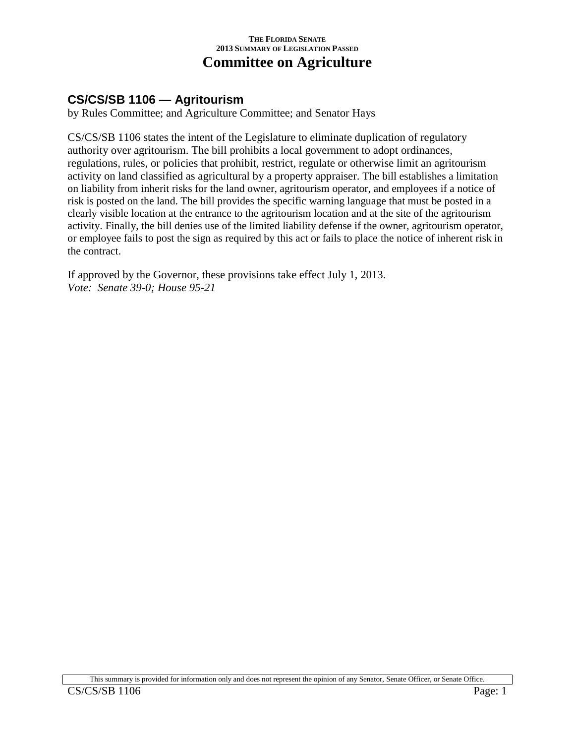# Committee on Agriculture

## CS/CS/SB 1106 — Agritourism

by Rules Committee; and Agriculture Committee; and Senator Hays

CS/CS/SB 1106 states the intent of the Legislature to eliminate duplication of regulatory authority over agritourism. The bill prohibits a local government to adopt ordinances, regulations, rules, or policies that prohibit, restrict, regulate or otherwise limit an agritourism activity on land classified as agricultural by a property appraiser. The bill establishes a limitation on liability from inherit risks for the land owner, agritourism operator, and employees if a notice of risk is posted on the land. The bill provides the specific warning language that must be posted in a clearly visible location at the entrance to the agritourism location and at the site of the agritourism activity. Finally, the bill denies use of the limited liability defense if the owner, agritourism operator, or employee fails to post the sign as required by this act or fails to place the notice of inherent risk in the contract.

If approved by the Governor, these provisions take effect July 1, 2013.
*Vote: Senate 39-0; House 95-21*

This summary is provided for information only and does not represent the opinion of any Senator, Senate Officer, or Senate Office.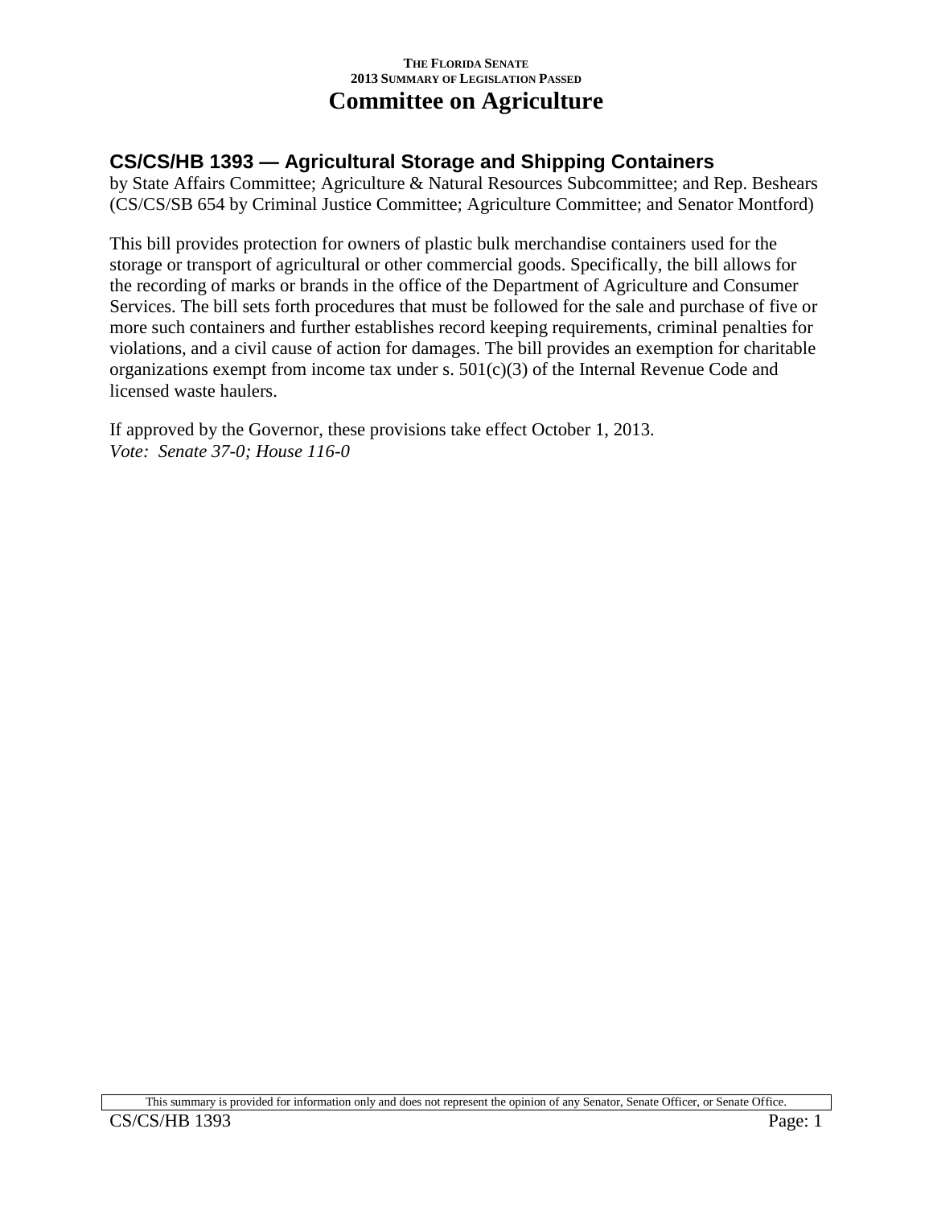THE FLORIDA SENATE
2013 SUMMARY OF LEGISLATION PASSED

# Committee on Agriculture

## CS/CS/HB 1393 — Agricultural Storage and Shipping Containers

by State Affairs Committee; Agriculture & Natural Resources Subcommittee; and Rep. Beshears (CS/CS/SB 654 by Criminal Justice Committee; Agriculture Committee; and Senator Montford)

This bill provides protection for owners of plastic bulk merchandise containers used for the storage or transport of agricultural or other commercial goods. Specifically, the bill allows for the recording of marks or brands in the office of the Department of Agriculture and Consumer Services. The bill sets forth procedures that must be followed for the sale and purchase of five or more such containers and further establishes record keeping requirements, criminal penalties for violations, and a civil cause of action for damages. The bill provides an exemption for charitable organizations exempt from income tax under s. 501(c)(3) of the Internal Revenue Code and licensed waste haulers.

If approved by the Governor, these provisions take effect October 1, 2013.
*Vote: Senate 37-0; House 116-0*

This summary is provided for information only and does not represent the opinion of any Senator, Senate Officer, or Senate Office.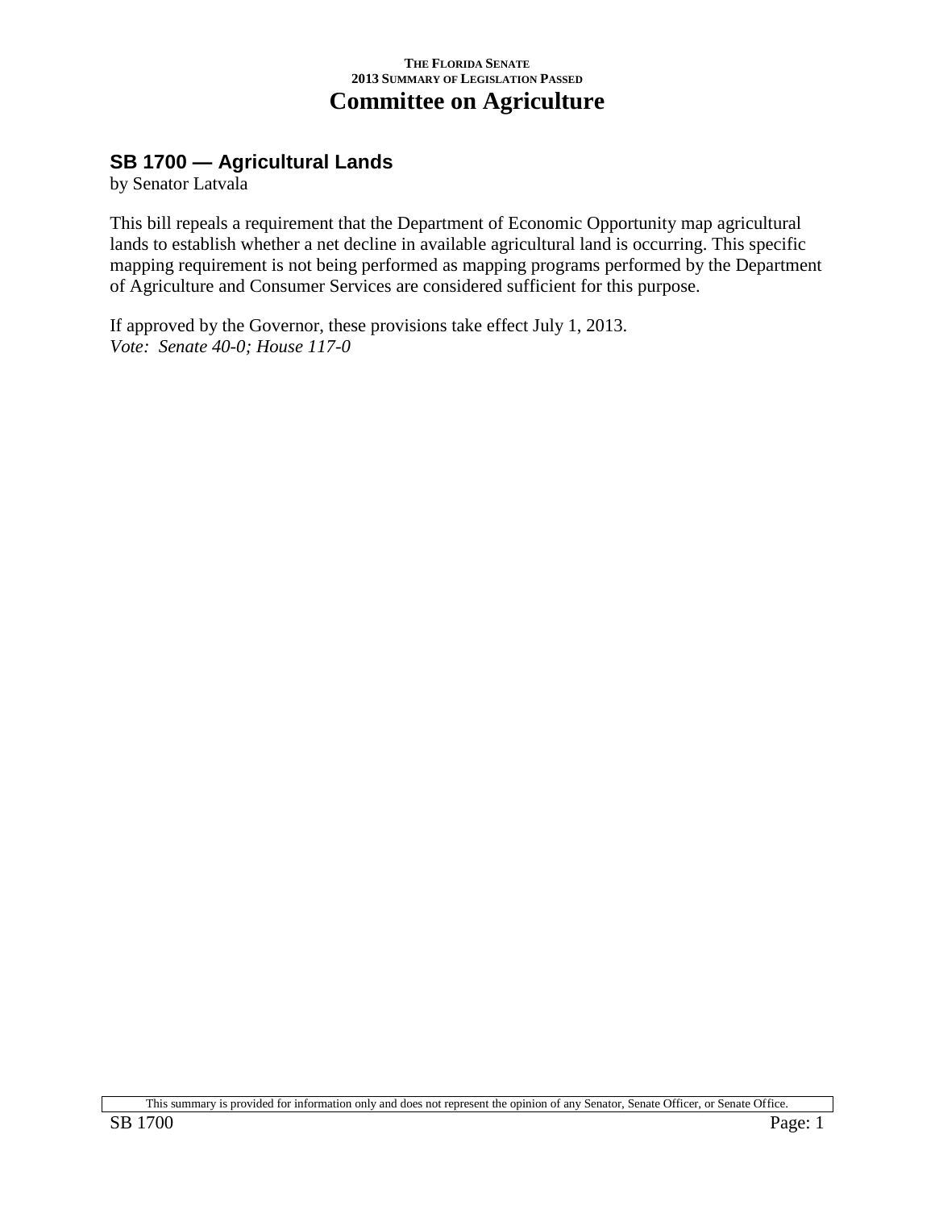## SB 1700 — Agricultural Lands

by Senator Latvala

This bill repeals a requirement that the Department of Economic Opportunity map agricultural lands to establish whether a net decline in available agricultural land is occurring. This specific mapping requirement is not being performed as mapping programs performed by the Department of Agriculture and Consumer Services are considered sufficient for this purpose.

If approved by the Governor, these provisions take effect July 1, 2013.
*Vote: Senate 40-0; House 117-0*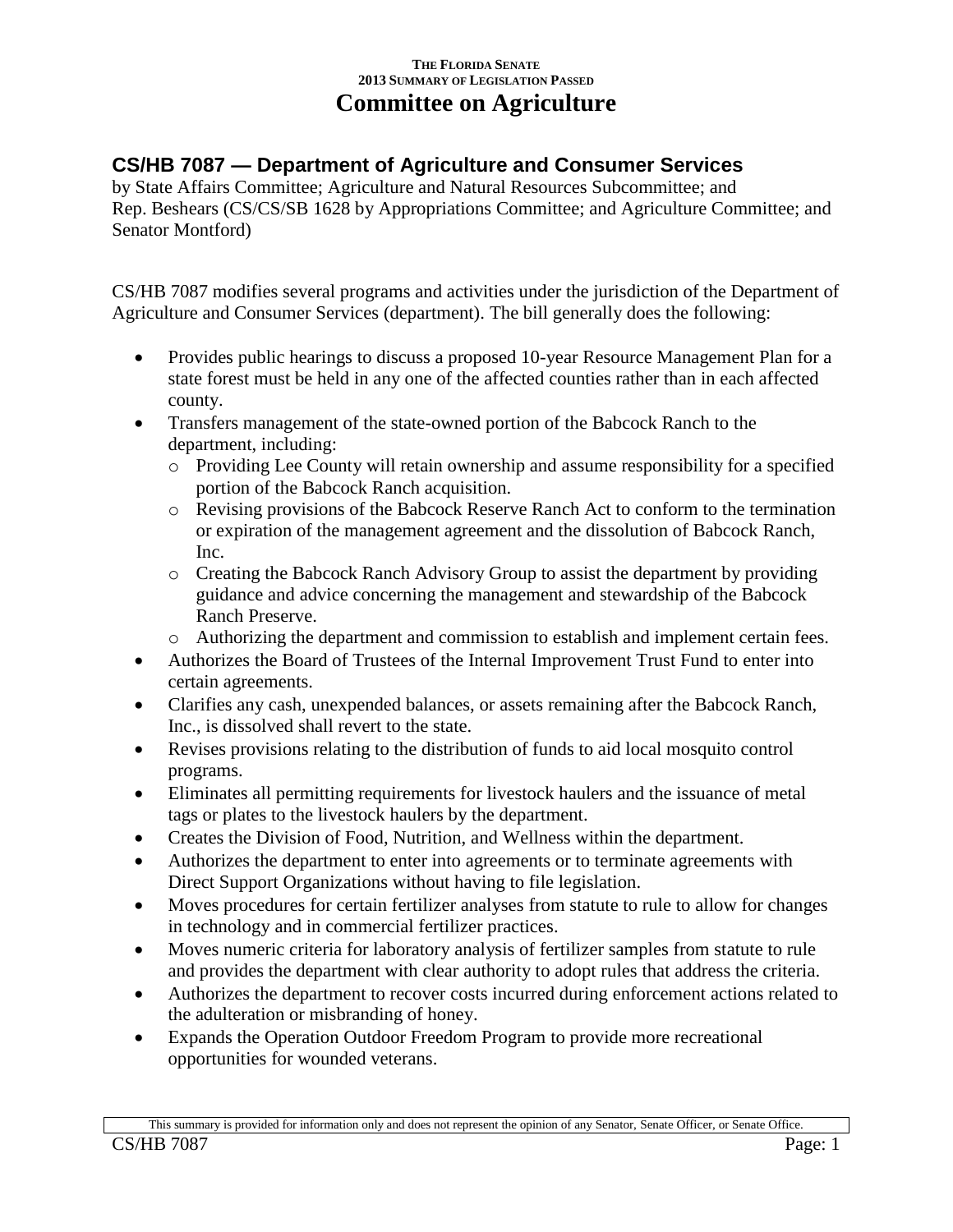# Committee on Agriculture

## CS/HB 7087 — Department of Agriculture and Consumer Services

by State Affairs Committee; Agriculture and Natural Resources Subcommittee; and Rep. Beshears (CS/CS/SB 1628 by Appropriations Committee; and Agriculture Committee; and Senator Montford)

CS/HB 7087 modifies several programs and activities under the jurisdiction of the Department of Agriculture and Consumer Services (department). The bill generally does the following:

- Provides public hearings to discuss a proposed 10-year Resource Management Plan for a state forest must be held in any one of the affected counties rather than in each affected county.
- Transfers management of the state-owned portion of the Babcock Ranch to the department, including:
  - Providing Lee County will retain ownership and assume responsibility for a specified portion of the Babcock Ranch acquisition.
  - Revising provisions of the Babcock Reserve Ranch Act to conform to the termination or expiration of the management agreement and the dissolution of Babcock Ranch, Inc.
  - Creating the Babcock Ranch Advisory Group to assist the department by providing guidance and advice concerning the management and stewardship of the Babcock Ranch Preserve.
  - Authorizing the department and commission to establish and implement certain fees.
- Authorizes the Board of Trustees of the Internal Improvement Trust Fund to enter into certain agreements.
- Clarifies any cash, unexpended balances, or assets remaining after the Babcock Ranch, Inc., is dissolved shall revert to the state.
- Revises provisions relating to the distribution of funds to aid local mosquito control programs.
- Eliminates all permitting requirements for livestock haulers and the issuance of metal tags or plates to the livestock haulers by the department.
- Creates the Division of Food, Nutrition, and Wellness within the department.
- Authorizes the department to enter into agreements or to terminate agreements with Direct Support Organizations without having to file legislation.
- Moves procedures for certain fertilizer analyses from statute to rule to allow for changes in technology and in commercial fertilizer practices.
- Moves numeric criteria for laboratory analysis of fertilizer samples from statute to rule and provides the department with clear authority to adopt rules that address the criteria.
- Authorizes the department to recover costs incurred during enforcement actions related to the adulteration or misbranding of honey.
- Expands the Operation Outdoor Freedom Program to provide more recreational opportunities for wounded veterans.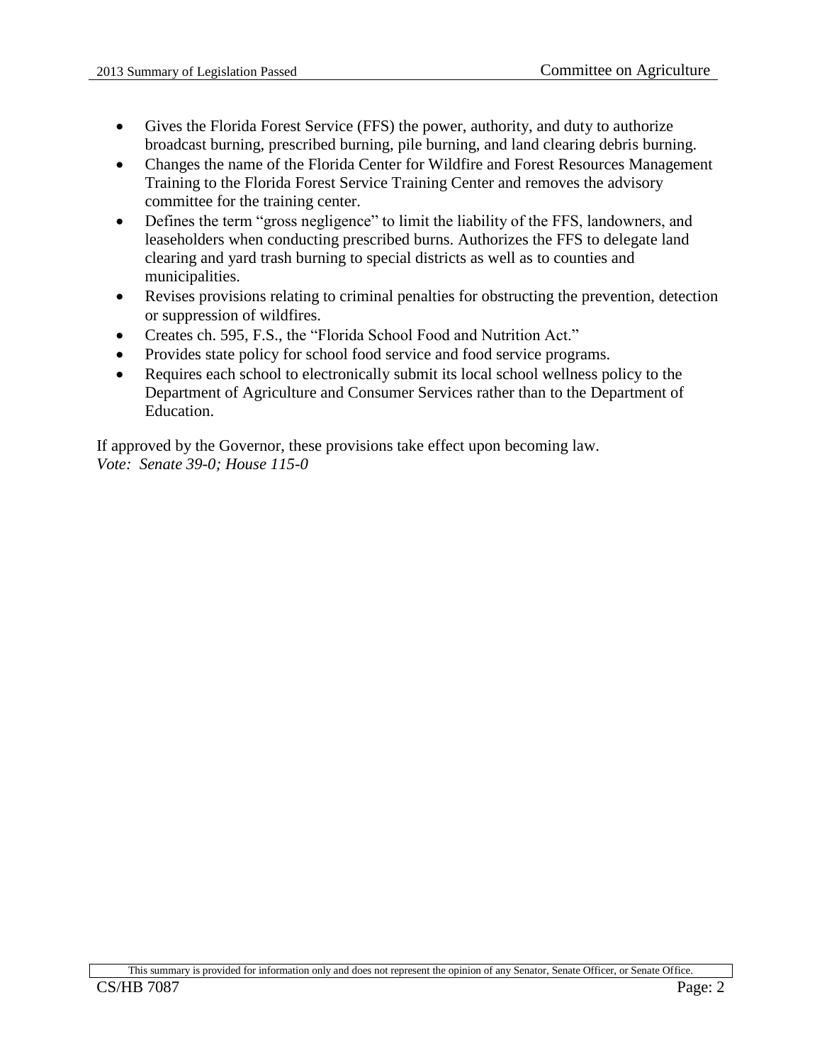- Gives the Florida Forest Service (FFS) the power, authority, and duty to authorize broadcast burning, prescribed burning, pile burning, and land clearing debris burning.
- Changes the name of the Florida Center for Wildfire and Forest Resources Management Training to the Florida Forest Service Training Center and removes the advisory committee for the training center.
- Defines the term "gross negligence" to limit the liability of the FFS, landowners, and leaseholders when conducting prescribed burns. Authorizes the FFS to delegate land clearing and yard trash burning to special districts as well as to counties and municipalities.
- Revises provisions relating to criminal penalties for obstructing the prevention, detection or suppression of wildfires.
- Creates ch. 595, F.S., the "Florida School Food and Nutrition Act."
- Provides state policy for school food service and food service programs.
- Requires each school to electronically submit its local school wellness policy to the Department of Agriculture and Consumer Services rather than to the Department of Education.

If approved by the Governor, these provisions take effect upon becoming law.
*Vote: Senate 39-0; House 115-0*

This summary is provided for information only and does not represent the opinion of any Senator, Senate Officer, or Senate Office.

CS/HB 7087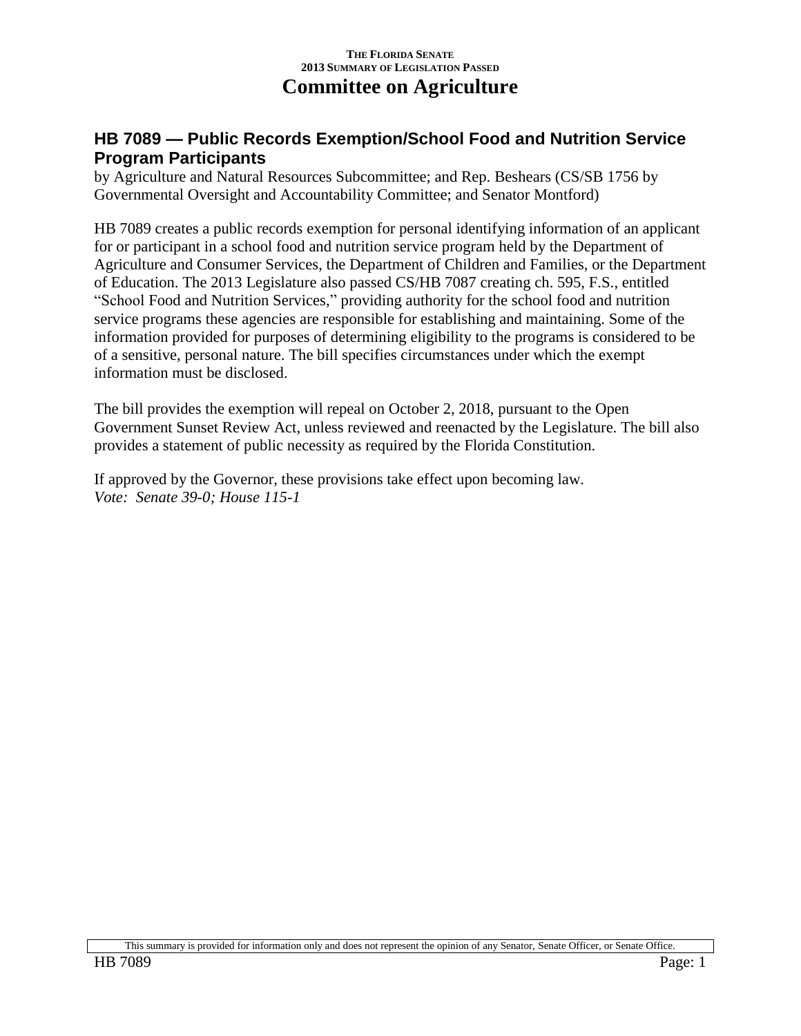**The Florida Senate**
**2013 Summary of Legislation Passed**

# Committee on Agriculture

## HB 7089 — Public Records Exemption/School Food and Nutrition Service Program Participants

by Agriculture and Natural Resources Subcommittee; and Rep. Beshears (CS/SB 1756 by Governmental Oversight and Accountability Committee; and Senator Montford)

HB 7089 creates a public records exemption for personal identifying information of an applicant for or participant in a school food and nutrition service program held by the Department of Agriculture and Consumer Services, the Department of Children and Families, or the Department of Education. The 2013 Legislature also passed CS/HB 7087 creating ch. 595, F.S., entitled "School Food and Nutrition Services," providing authority for the school food and nutrition service programs these agencies are responsible for establishing and maintaining. Some of the information provided for purposes of determining eligibility to the programs is considered to be of a sensitive, personal nature. The bill specifies circumstances under which the exempt information must be disclosed.

The bill provides the exemption will repeal on October 2, 2018, pursuant to the Open Government Sunset Review Act, unless reviewed and reenacted by the Legislature. The bill also provides a statement of public necessity as required by the Florida Constitution.

If approved by the Governor, these provisions take effect upon becoming law.
*Vote: Senate 39-0; House 115-1*

This summary is provided for information only and does not represent the opinion of any Senator, Senate Officer, or Senate Office.